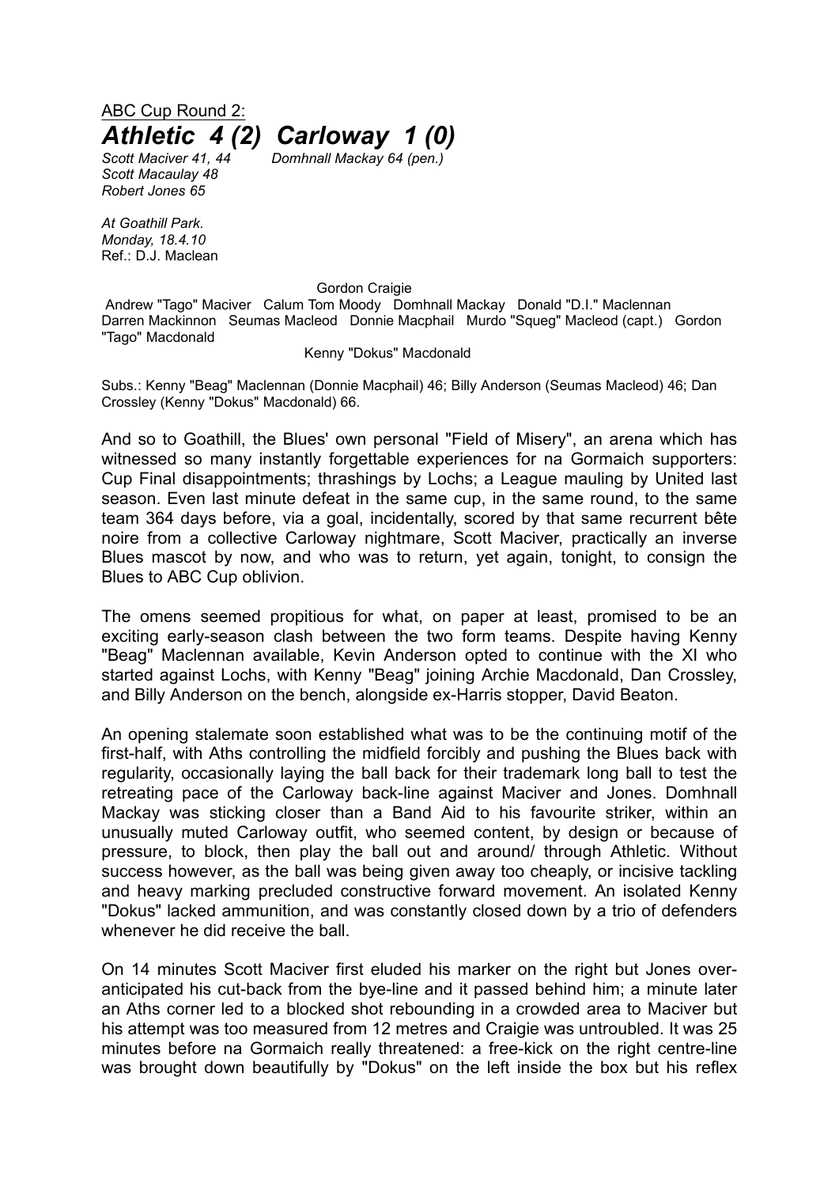<u>ABC Cup Round 2:</u>

# *Athletic 4 (2) Carloway 1 (0)*

*Scott Maciver 41, 44* *Domhnall Mackay 64 (pen.)*
*Scott Macaulay 48*
*Robert Jones 65*

*At Goathill Park.*
*Monday, 18.4.10*
Ref.: D.J. Maclean

Gordon Craigie

Andrew "Tago" Maciver Calum Tom Moody Domhnall Mackay Donald "D.I." Maclennan
Darren Mackinnon Seumas Macleod Donnie Macphail Murdo "Squeg" Macleod (capt.) Gordon "Tago" Macdonald

Kenny "Dokus" Macdonald

Subs.: Kenny "Beag" Maclennan (Donnie Macphail) 46; Billy Anderson (Seumas Macleod) 46; Dan Crossley (Kenny "Dokus" Macdonald) 66.

And so to Goathill, the Blues' own personal "Field of Misery", an arena which has witnessed so many instantly forgettable experiences for na Gormaich supporters: Cup Final disappointments; thrashings by Lochs; a League mauling by United last season. Even last minute defeat in the same cup, in the same round, to the same team 364 days before, via a goal, incidentally, scored by that same recurrent bête noire from a collective Carloway nightmare, Scott Maciver, practically an inverse Blues mascot by now, and who was to return, yet again, tonight, to consign the Blues to ABC Cup oblivion.

The omens seemed propitious for what, on paper at least, promised to be an exciting early-season clash between the two form teams. Despite having Kenny "Beag" Maclennan available, Kevin Anderson opted to continue with the XI who started against Lochs, with Kenny "Beag" joining Archie Macdonald, Dan Crossley, and Billy Anderson on the bench, alongside ex-Harris stopper, David Beaton.

An opening stalemate soon established what was to be the continuing motif of the first-half, with Aths controlling the midfield forcibly and pushing the Blues back with regularity, occasionally laying the ball back for their trademark long ball to test the retreating pace of the Carloway back-line against Maciver and Jones. Domhnall Mackay was sticking closer than a Band Aid to his favourite striker, within an unusually muted Carloway outfit, who seemed content, by design or because of pressure, to block, then play the ball out and around/ through Athletic. Without success however, as the ball was being given away too cheaply, or incisive tackling and heavy marking precluded constructive forward movement. An isolated Kenny "Dokus" lacked ammunition, and was constantly closed down by a trio of defenders whenever he did receive the ball.

On 14 minutes Scott Maciver first eluded his marker on the right but Jones over-anticipated his cut-back from the bye-line and it passed behind him; a minute later an Aths corner led to a blocked shot rebounding in a crowded area to Maciver but his attempt was too measured from 12 metres and Craigie was untroubled. It was 25 minutes before na Gormaich really threatened: a free-kick on the right centre-line was brought down beautifully by "Dokus" on the left inside the box but his reflex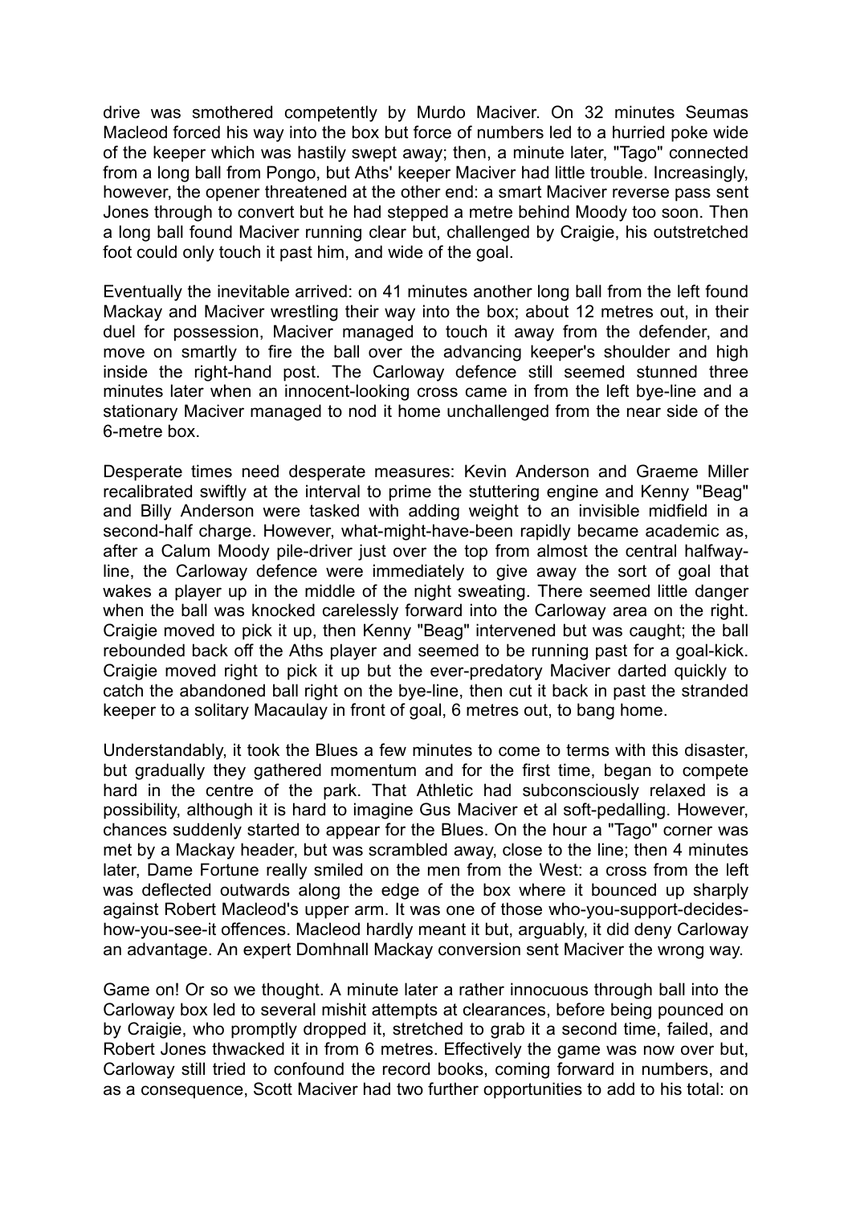drive was smothered competently by Murdo Maciver. On 32 minutes Seumas Macleod forced his way into the box but force of numbers led to a hurried poke wide of the keeper which was hastily swept away; then, a minute later, "Tago" connected from a long ball from Pongo, but Aths' keeper Maciver had little trouble. Increasingly, however, the opener threatened at the other end: a smart Maciver reverse pass sent Jones through to convert but he had stepped a metre behind Moody too soon. Then a long ball found Maciver running clear but, challenged by Craigie, his outstretched foot could only touch it past him, and wide of the goal.

Eventually the inevitable arrived: on 41 minutes another long ball from the left found Mackay and Maciver wrestling their way into the box; about 12 metres out, in their duel for possession, Maciver managed to touch it away from the defender, and move on smartly to fire the ball over the advancing keeper's shoulder and high inside the right-hand post. The Carloway defence still seemed stunned three minutes later when an innocent-looking cross came in from the left bye-line and a stationary Maciver managed to nod it home unchallenged from the near side of the 6-metre box.

Desperate times need desperate measures: Kevin Anderson and Graeme Miller recalibrated swiftly at the interval to prime the stuttering engine and Kenny "Beag" and Billy Anderson were tasked with adding weight to an invisible midfield in a second-half charge. However, what-might-have-been rapidly became academic as, after a Calum Moody pile-driver just over the top from almost the central halfway-line, the Carloway defence were immediately to give away the sort of goal that wakes a player up in the middle of the night sweating. There seemed little danger when the ball was knocked carelessly forward into the Carloway area on the right. Craigie moved to pick it up, then Kenny "Beag" intervened but was caught; the ball rebounded back off the Aths player and seemed to be running past for a goal-kick. Craigie moved right to pick it up but the ever-predatory Maciver darted quickly to catch the abandoned ball right on the bye-line, then cut it back in past the stranded keeper to a solitary Macaulay in front of goal, 6 metres out, to bang home.

Understandably, it took the Blues a few minutes to come to terms with this disaster, but gradually they gathered momentum and for the first time, began to compete hard in the centre of the park. That Athletic had subconsciously relaxed is a possibility, although it is hard to imagine Gus Maciver et al soft-pedalling. However, chances suddenly started to appear for the Blues. On the hour a "Tago" corner was met by a Mackay header, but was scrambled away, close to the line; then 4 minutes later, Dame Fortune really smiled on the men from the West: a cross from the left was deflected outwards along the edge of the box where it bounced up sharply against Robert Macleod's upper arm. It was one of those who-you-support-decides-how-you-see-it offences. Macleod hardly meant it but, arguably, it did deny Carloway an advantage. An expert Domhnall Mackay conversion sent Maciver the wrong way.

Game on! Or so we thought. A minute later a rather innocuous through ball into the Carloway box led to several mishit attempts at clearances, before being pounced on by Craigie, who promptly dropped it, stretched to grab it a second time, failed, and Robert Jones thwacked it in from 6 metres. Effectively the game was now over but, Carloway still tried to confound the record books, coming forward in numbers, and as a consequence, Scott Maciver had two further opportunities to add to his total: on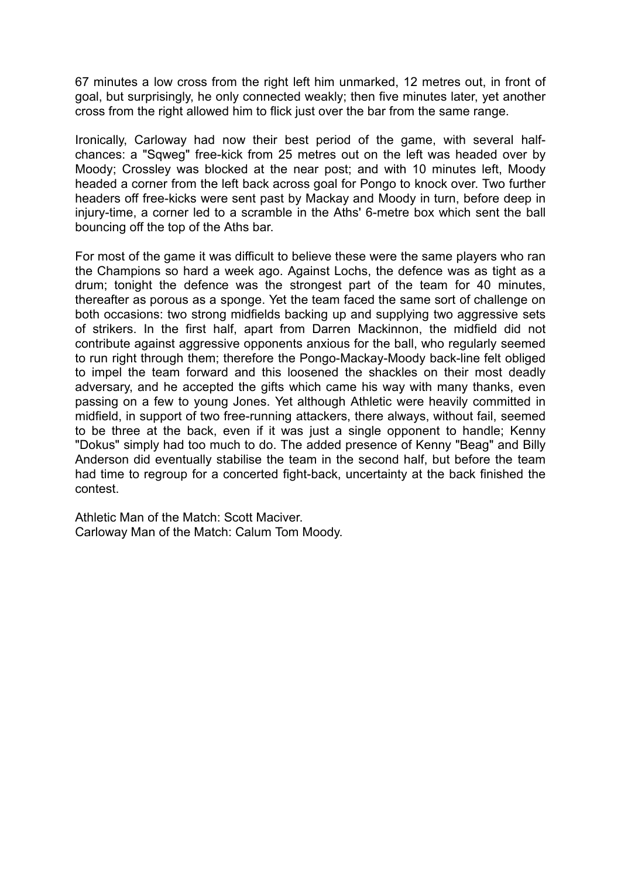67 minutes a low cross from the right left him unmarked, 12 metres out, in front of goal, but surprisingly, he only connected weakly; then five minutes later, yet another cross from the right allowed him to flick just over the bar from the same range.

Ironically, Carloway had now their best period of the game, with several half-chances: a "Sqweg" free-kick from 25 metres out on the left was headed over by Moody; Crossley was blocked at the near post; and with 10 minutes left, Moody headed a corner from the left back across goal for Pongo to knock over. Two further headers off free-kicks were sent past by Mackay and Moody in turn, before deep in injury-time, a corner led to a scramble in the Aths' 6-metre box which sent the ball bouncing off the top of the Aths bar.

For most of the game it was difficult to believe these were the same players who ran the Champions so hard a week ago. Against Lochs, the defence was as tight as a drum; tonight the defence was the strongest part of the team for 40 minutes, thereafter as porous as a sponge. Yet the team faced the same sort of challenge on both occasions: two strong midfields backing up and supplying two aggressive sets of strikers. In the first half, apart from Darren Mackinnon, the midfield did not contribute against aggressive opponents anxious for the ball, who regularly seemed to run right through them; therefore the Pongo-Mackay-Moody back-line felt obliged to impel the team forward and this loosened the shackles on their most deadly adversary, and he accepted the gifts which came his way with many thanks, even passing on a few to young Jones. Yet although Athletic were heavily committed in midfield, in support of two free-running attackers, there always, without fail, seemed to be three at the back, even if it was just a single opponent to handle; Kenny "Dokus" simply had too much to do. The added presence of Kenny "Beag" and Billy Anderson did eventually stabilise the team in the second half, but before the team had time to regroup for a concerted fight-back, uncertainty at the back finished the contest.

Athletic Man of the Match: Scott Maciver.
Carloway Man of the Match: Calum Tom Moody.